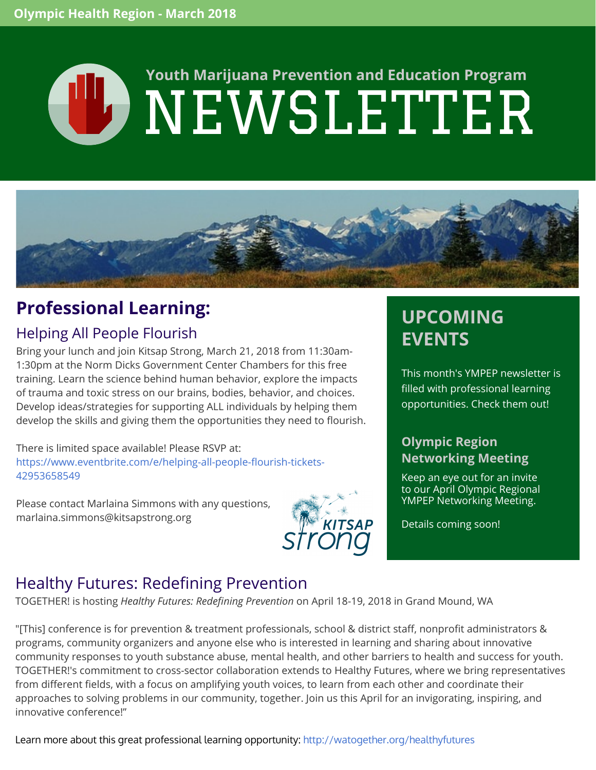Olympic Health Region - March 2018

# Youth Marijuana Prevention and Education Program NEWSLETTER

## Professional Learning:

### Helping All People Flourish

Bring your lunch and join Kitsap Strong, March 21, 2018 from 11:30am-1:30pm at the Norm Dicks Government Center Chambers for this free training. Learn the science behind human behavior, explore the impacts of trauma and toxic stress on our brains, bodies, behavior, and choices. Develop ideas/strategies for supporting ALL individuals by helping them develop the skills and giving them the opportunities they need to flourish.

There is limited space available! Please RSVP at: https://www.eventbrite.com/e/helping-all-people-flourish-tickets-42953658549

Please contact Marlaina Simmons with any questions, marlaina.simmons@kitsapstrong.org

KITSAP strong

## UPCOMING EVENTS

This month's YMPEP newsletter is filled with professional learning opportunities. Check them out!

### Olympic Region Networking Meeting

Keep an eye out for an invite to our April Olympic Regional YMPEP Networking Meeting.

Details coming soon!

### Healthy Futures: Redefining Prevention

TOGETHER! is hosting *Healthy Futures: Redefining Prevention* on April 18-19, 2018 in Grand Mound, WA

"[This] conference is for prevention & treatment professionals, school & district staff, nonprofit administrators & programs, community organizers and anyone else who is interested in learning and sharing about innovative community responses to youth substance abuse, mental health, and other barriers to health and success for youth. TOGETHER!'s commitment to cross-sector collaboration extends to Healthy Futures, where we bring representatives from different fields, with a focus on amplifying youth voices, to learn from each other and coordinate their approaches to solving problems in our community, together. Join us this April for an invigorating, inspiring, and innovative conference!"

Learn more about this great professional learning opportunity: http://watogether.org/healthyfutures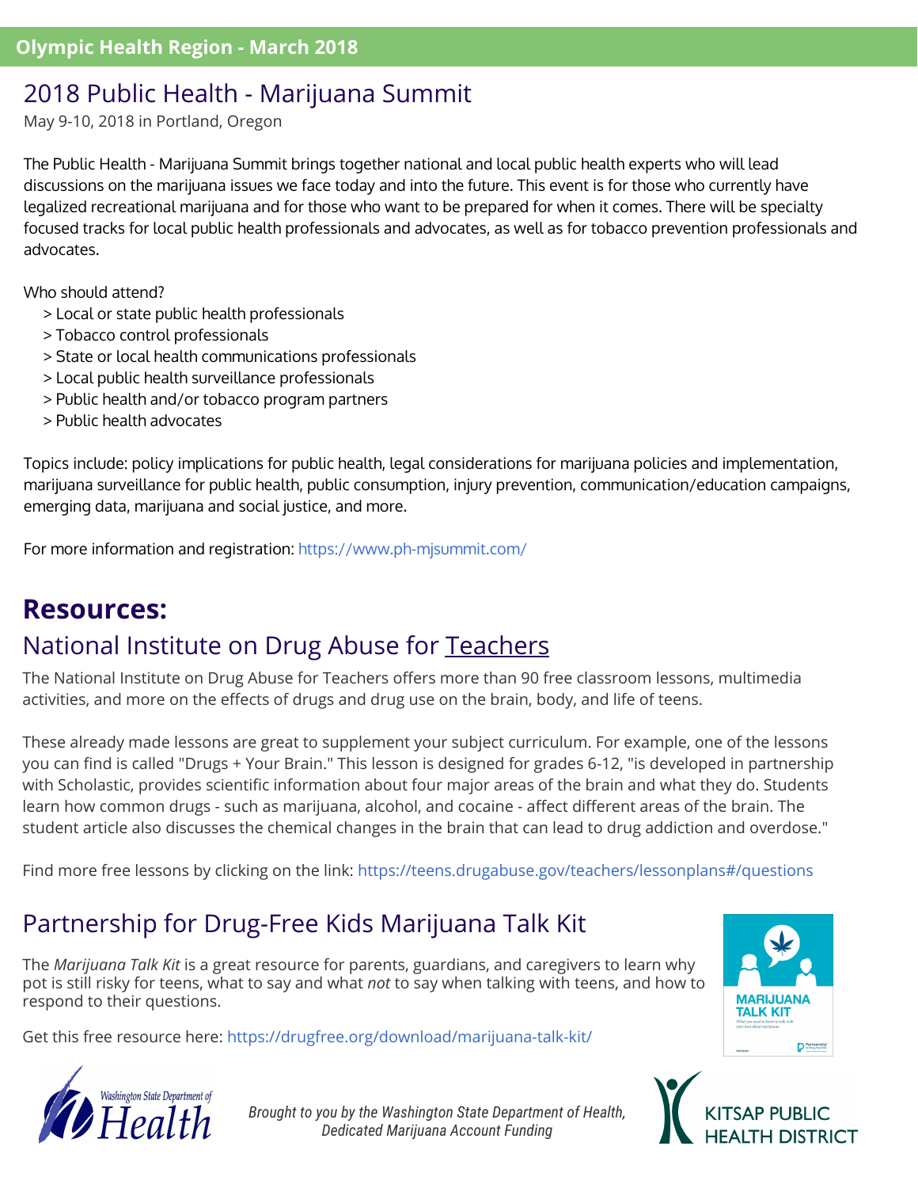## 2018 Public Health - Marijuana Summit

May 9-10, 2018 in Portland, Oregon

The Public Health - Marijuana Summit brings together national and local public health experts who will lead discussions on the marijuana issues we face today and into the future. This event is for those who currently have legalized recreational marijuana and for those who want to be prepared for when it comes. There will be specialty focused tracks for local public health professionals and advocates, as well as for tobacco prevention professionals and advocates.

Who should attend?

> Local or state public health professionals
> Tobacco control professionals
> State or local health communications professionals
> Local public health surveillance professionals
> Public health and/or tobacco program partners
> Public health advocates

Topics include: policy implications for public health, legal considerations for marijuana policies and implementation, marijuana surveillance for public health, public consumption, injury prevention, communication/education campaigns, emerging data, marijuana and social justice, and more.

For more information and registration: https://www.ph-mjsummit.com/

# Resources:

## National Institute on Drug Abuse for Teachers

The National Institute on Drug Abuse for Teachers offers more than 90 free classroom lessons, multimedia activities, and more on the effects of drugs and drug use on the brain, body, and life of teens.

These already made lessons are great to supplement your subject curriculum. For example, one of the lessons you can find is called "Drugs + Your Brain." This lesson is designed for grades 6-12, "is developed in partnership with Scholastic, provides scientific information about four major areas of the brain and what they do. Students learn how common drugs - such as marijuana, alcohol, and cocaine - affect different areas of the brain. The student article also discusses the chemical changes in the brain that can lead to drug addiction and overdose."

Find more free lessons by clicking on the link: https://teens.drugabuse.gov/teachers/lessonplans#/questions

## Partnership for Drug-Free Kids Marijuana Talk Kit

The *Marijuana Talk Kit* is a great resource for parents, guardians, and caregivers to learn why pot is still risky for teens, what to say and what *not* to say when talking with teens, and how to respond to their questions.

Get this free resource here: https://drugfree.org/download/marijuana-talk-kit/

*Brought to you by the Washington State Department of Health, Dedicated Marijuana Account Funding*